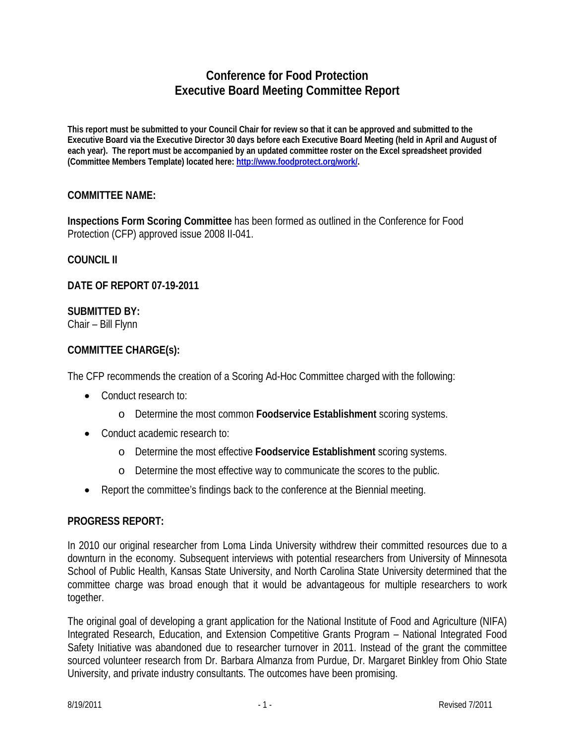# Conference for Food Protection
# Executive Board Meeting Committee Report

**This report must be submitted to your Council Chair for review so that it can be approved and submitted to the Executive Board via the Executive Director 30 days before each Executive Board Meeting (held in April and August of each year). The report must be accompanied by an updated committee roster on the Excel spreadsheet provided (Committee Members Template) located here: [http://www.foodprotect.org/work/](http://www.foodprotect.org/work/).**

**COMMITTEE NAME:**

**Inspections Form Scoring Committee** has been formed as outlined in the Conference for Food Protection (CFP) approved issue 2008 II-041.

**COUNCIL II**

**DATE OF REPORT 07-19-2011**

**SUBMITTED BY:**
Chair – Bill Flynn

**COMMITTEE CHARGE(s):**

The CFP recommends the creation of a Scoring Ad-Hoc Committee charged with the following:

- Conduct research to:
    - Determine the most common **Foodservice Establishment** scoring systems.
- Conduct academic research to:
    - Determine the most effective **Foodservice Establishment** scoring systems.
    - Determine the most effective way to communicate the scores to the public.
- Report the committee's findings back to the conference at the Biennial meeting.

**PROGRESS REPORT:**

In 2010 our original researcher from Loma Linda University withdrew their committed resources due to a downturn in the economy. Subsequent interviews with potential researchers from University of Minnesota School of Public Health, Kansas State University, and North Carolina State University determined that the committee charge was broad enough that it would be advantageous for multiple researchers to work together.

The original goal of developing a grant application for the National Institute of Food and Agriculture (NIFA) Integrated Research, Education, and Extension Competitive Grants Program – National Integrated Food Safety Initiative was abandoned due to researcher turnover in 2011. Instead of the grant the committee sourced volunteer research from Dr. Barbara Almanza from Purdue, Dr. Margaret Binkley from Ohio State University, and private industry consultants. The outcomes have been promising.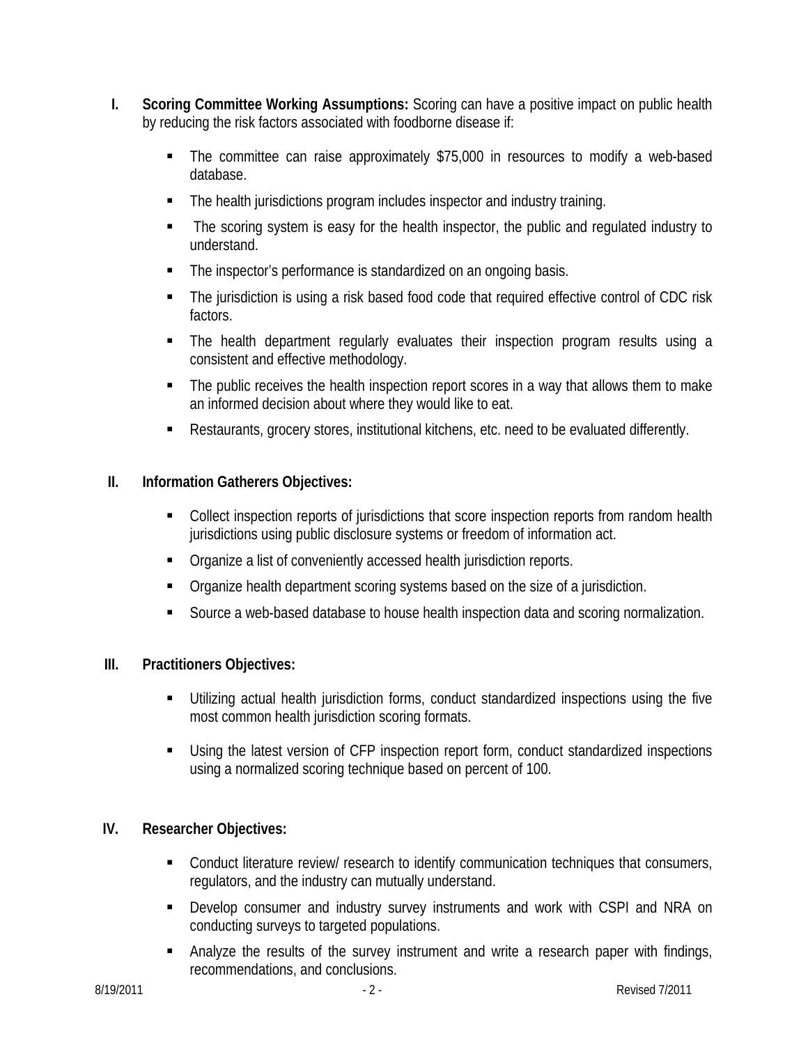**I. Scoring Committee Working Assumptions:** Scoring can have a positive impact on public health by reducing the risk factors associated with foodborne disease if:

- The committee can raise approximately $75,000 in resources to modify a web-based database.
- The health jurisdictions program includes inspector and industry training.
- The scoring system is easy for the health inspector, the public and regulated industry to understand.
- The inspector's performance is standardized on an ongoing basis.
- The jurisdiction is using a risk based food code that required effective control of CDC risk factors.
- The health department regularly evaluates their inspection program results using a consistent and effective methodology.
- The public receives the health inspection report scores in a way that allows them to make an informed decision about where they would like to eat.
- Restaurants, grocery stores, institutional kitchens, etc. need to be evaluated differently.

**II. Information Gatherers Objectives:**

- Collect inspection reports of jurisdictions that score inspection reports from random health jurisdictions using public disclosure systems or freedom of information act.
- Organize a list of conveniently accessed health jurisdiction reports.
- Organize health department scoring systems based on the size of a jurisdiction.
- Source a web-based database to house health inspection data and scoring normalization.

**III. Practitioners Objectives:**

- Utilizing actual health jurisdiction forms, conduct standardized inspections using the five most common health jurisdiction scoring formats.
- Using the latest version of CFP inspection report form, conduct standardized inspections using a normalized scoring technique based on percent of 100.

**IV. Researcher Objectives:**

- Conduct literature review/ research to identify communication techniques that consumers, regulators, and the industry can mutually understand.
- Develop consumer and industry survey instruments and work with CSPI and NRA on conducting surveys to targeted populations.
- Analyze the results of the survey instrument and write a research paper with findings, recommendations, and conclusions.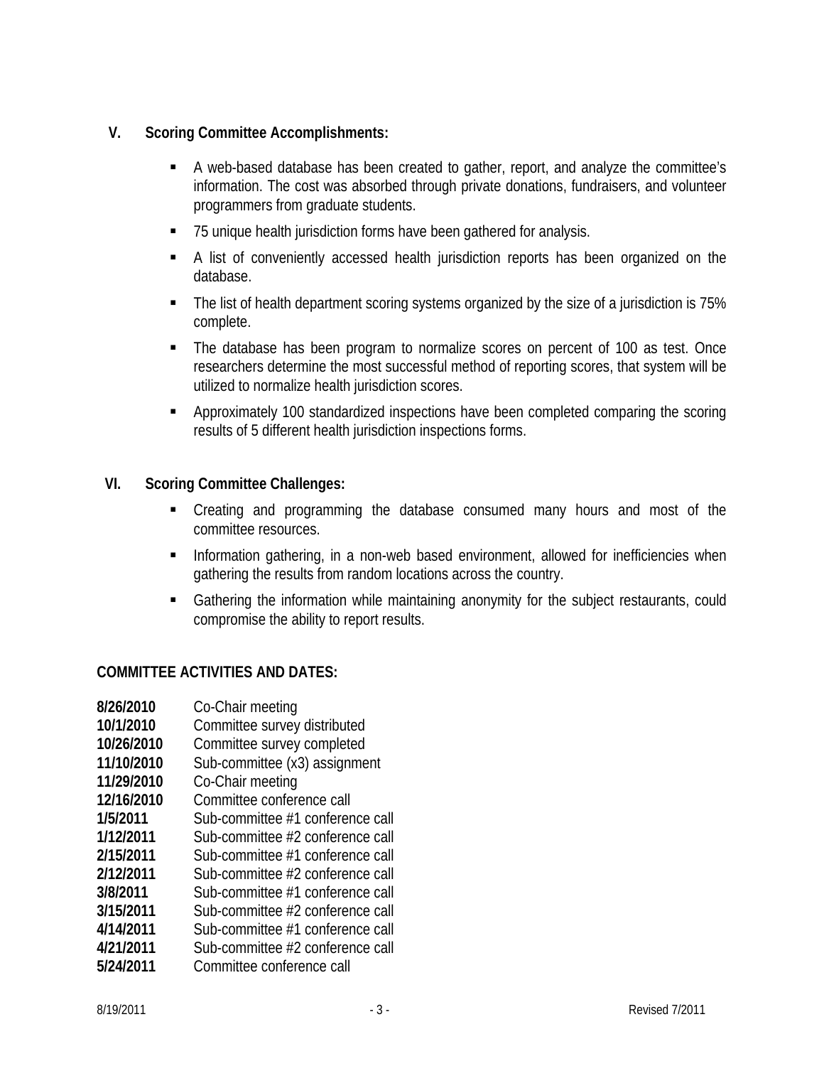## V. Scoring Committee Accomplishments:

- A web-based database has been created to gather, report, and analyze the committee's information. The cost was absorbed through private donations, fundraisers, and volunteer programmers from graduate students.
- 75 unique health jurisdiction forms have been gathered for analysis.
- A list of conveniently accessed health jurisdiction reports has been organized on the database.
- The list of health department scoring systems organized by the size of a jurisdiction is 75% complete.
- The database has been program to normalize scores on percent of 100 as test. Once researchers determine the most successful method of reporting scores, that system will be utilized to normalize health jurisdiction scores.
- Approximately 100 standardized inspections have been completed comparing the scoring results of 5 different health jurisdiction inspections forms.

## VI. Scoring Committee Challenges:

- Creating and programming the database consumed many hours and most of the committee resources.
- Information gathering, in a non-web based environment, allowed for inefficiencies when gathering the results from random locations across the country.
- Gathering the information while maintaining anonymity for the subject restaurants, could compromise the ability to report results.

## COMMITTEE ACTIVITIES AND DATES:

| | |
|---|---|
| **8/26/2010** | Co-Chair meeting |
| **10/1/2010** | Committee survey distributed |
| **10/26/2010** | Committee survey completed |
| **11/10/2010** | Sub-committee (x3) assignment |
| **11/29/2010** | Co-Chair meeting |
| **12/16/2010** | Committee conference call |
| **1/5/2011** | Sub-committee #1 conference call |
| **1/12/2011** | Sub-committee #2 conference call |
| **2/15/2011** | Sub-committee #1 conference call |
| **2/12/2011** | Sub-committee #2 conference call |
| **3/8/2011** | Sub-committee #1 conference call |
| **3/15/2011** | Sub-committee #2 conference call |
| **4/14/2011** | Sub-committee #1 conference call |
| **4/21/2011** | Sub-committee #2 conference call |
| **5/24/2011** | Committee conference call |